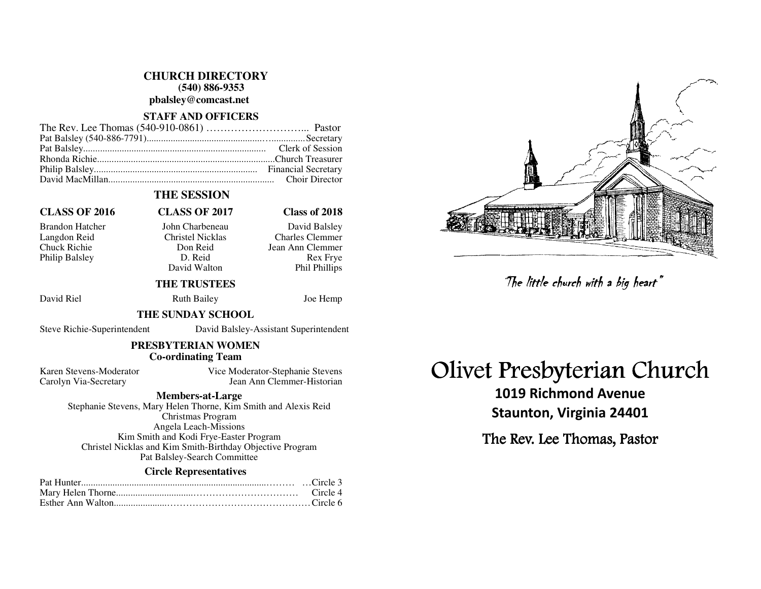## CHURCH DIRECTORY

**(540) 886-9353**

**pbalsley@comcast.net**

### STAFF AND OFFICERS

| Name | Position |
|---|---|
| The Rev. Lee Thomas (540-910-0861) | Pastor |
| Pat Balsley (540-886-7791) | Secretary |
| Pat Balsley | Clerk of Session |
| Rhonda Richie | Church Treasurer |
| Philip Balsley | Financial Secretary |
| David MacMillan | Choir Director |

### THE SESSION

| CLASS OF 2016 | CLASS OF 2017 | Class of 2018 |
|---|---|---|
| Brandon Hatcher | John Charbeneau | David Balsley |
| Langdon Reid | Christel Nicklas | Charles Clemmer |
| Chuck Richie | Don Reid | Jean Ann Clemmer |
| Philip Balsley | D. Reid | Rex Frye |
| | David Walton | Phil Phillips |

### THE TRUSTEES

David Riel — Ruth Bailey — Joe Hemp

### THE SUNDAY SCHOOL

Steve Richie-Superintendent

David Balsley-Assistant Superintendent

### PRESBYTERIAN WOMEN
**Co-ordinating Team**

Karen Stevens-Moderator

Vice Moderator-Stephanie Stevens

Carolyn Via-Secretary

Jean Ann Clemmer-Historian

**Members-at-Large**

Stephanie Stevens, Mary Helen Thorne, Kim Smith and Alexis Reid

Christmas Program

Angela Leach-Missions

Kim Smith and Kodi Frye-Easter Program

Christel Nicklas and Kim Smith-Birthday Objective Program

Pat Balsley-Search Committee

**Circle Representatives**

| Name | Circle |
|---|---|
| Pat Hunter | Circle 3 |
| Mary Helen Thorne | Circle 4 |
| Esther Ann Walton | Circle 6 |

*"The little church with a big heart"*

# Olivet Presbyterian Church

**1019 Richmond Avenue**

**Staunton, Virginia 24401**

The Rev. Lee Thomas, Pastor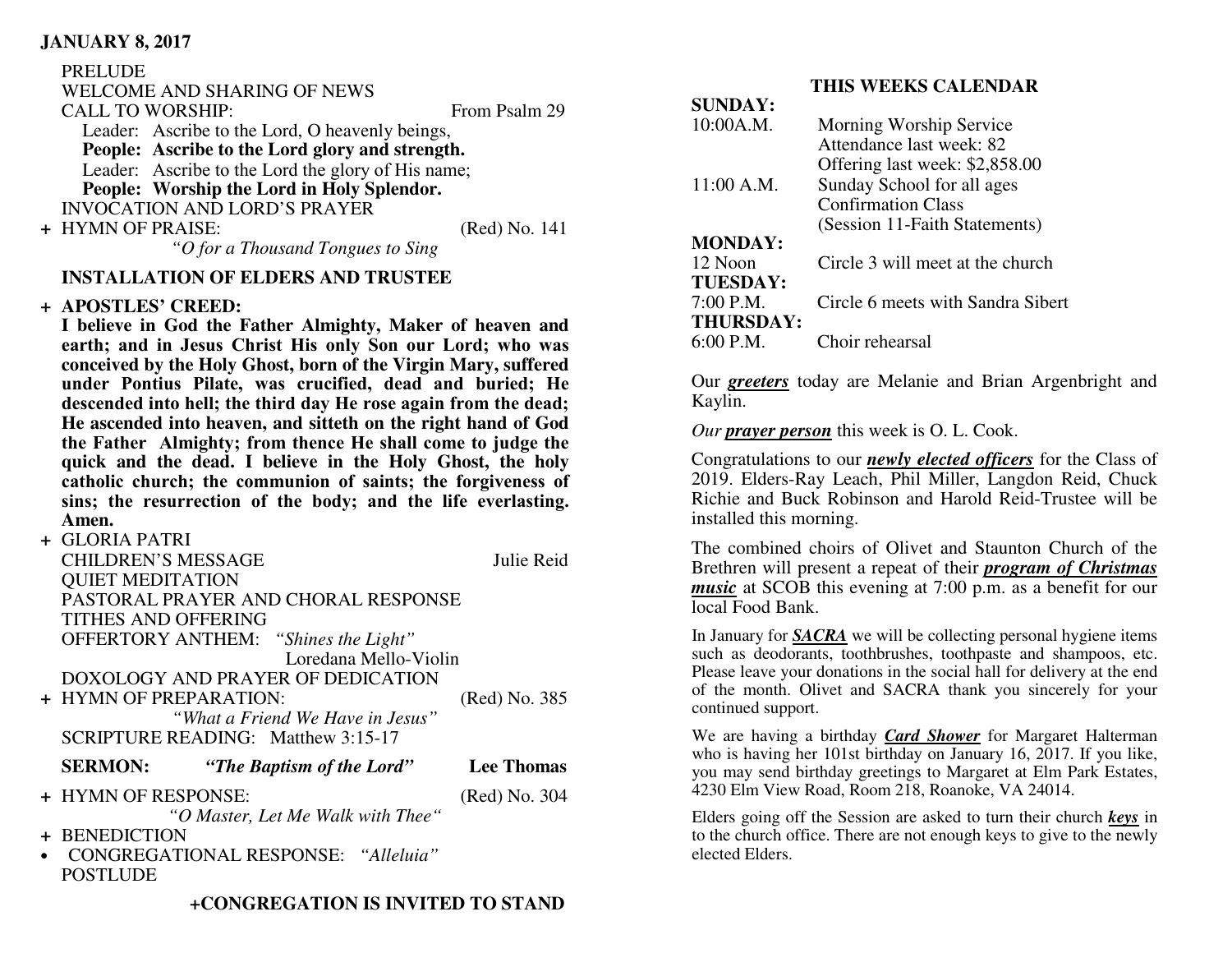**JANUARY 8, 2017**

PRELUDE

WELCOME AND SHARING OF NEWS

CALL TO WORSHIP: From Psalm 29

Leader: Ascribe to the Lord, O heavenly beings,

**People: Ascribe to the Lord glory and strength.**

Leader: Ascribe to the Lord the glory of His name;

**People: Worship the Lord in Holy Splendor.**

INVOCATION AND LORD'S PRAYER

\+ HYMN OF PRAISE: (Red) No. 141

*"O for a Thousand Tongues to Sing*

**INSTALLATION OF ELDERS AND TRUSTEE**

\+ **APOSTLES' CREED:**

**I believe in God the Father Almighty, Maker of heaven and earth; and in Jesus Christ His only Son our Lord; who was conceived by the Holy Ghost, born of the Virgin Mary, suffered under Pontius Pilate, was crucified, dead and buried; He descended into hell; the third day He rose again from the dead; He ascended into heaven, and sitteth on the right hand of God the Father Almighty; from thence He shall come to judge the quick and the dead. I believe in the Holy Ghost, the holy catholic church; the communion of saints; the forgiveness of sins; the resurrection of the body; and the life everlasting. Amen.**

\+ GLORIA PATRI

CHILDREN'S MESSAGE Julie Reid

QUIET MEDITATION

PASTORAL PRAYER AND CHORAL RESPONSE

TITHES AND OFFERING

OFFERTORY ANTHEM: *"Shines the Light"*
Loredana Mello-Violin

DOXOLOGY AND PRAYER OF DEDICATION

\+ HYMN OF PREPARATION: (Red) No. 385

*"What a Friend We Have in Jesus"*

SCRIPTURE READING: Matthew 3:15-17

**SERMON: *"The Baptism of the Lord"* Lee Thomas**

\+ HYMN OF RESPONSE: (Red) No. 304

*"O Master, Let Me Walk with Thee"*

\+ BENEDICTION

- CONGREGATIONAL RESPONSE: *"Alleluia"*

POSTLUDE

**+CONGREGATION IS INVITED TO STAND**

**THIS WEEKS CALENDAR**

**SUNDAY:**

10:00A.M. Morning Worship Service
Attendance last week: 82
Offering last week: $2,858.00

11:00 A.M. Sunday School for all ages
Confirmation Class
(Session 11-Faith Statements)

**MONDAY:**

12 Noon Circle 3 will meet at the church

**TUESDAY:**

7:00 P.M. Circle 6 meets with Sandra Sibert

**THURSDAY:**

6:00 P.M. Choir rehearsal

Our ***greeters*** today are Melanie and Brian Argenbright and Kaylin.

*Our* ***prayer person*** this week is O. L. Cook.

Congratulations to our ***newly elected officers*** for the Class of 2019. Elders-Ray Leach, Phil Miller, Langdon Reid, Chuck Richie and Buck Robinson and Harold Reid-Trustee will be installed this morning.

The combined choirs of Olivet and Staunton Church of the Brethren will present a repeat of their ***program of Christmas music*** at SCOB this evening at 7:00 p.m. as a benefit for our local Food Bank.

In January for ***SACRA*** we will be collecting personal hygiene items such as deodorants, toothbrushes, toothpaste and shampoos, etc. Please leave your donations in the social hall for delivery at the end of the month. Olivet and SACRA thank you sincerely for your continued support.

We are having a birthday ***Card Shower*** for Margaret Halterman who is having her 101st birthday on January 16, 2017. If you like, you may send birthday greetings to Margaret at Elm Park Estates, 4230 Elm View Road, Room 218, Roanoke, VA 24014.

Elders going off the Session are asked to turn their church ***keys*** in to the church office. There are not enough keys to give to the newly elected Elders.